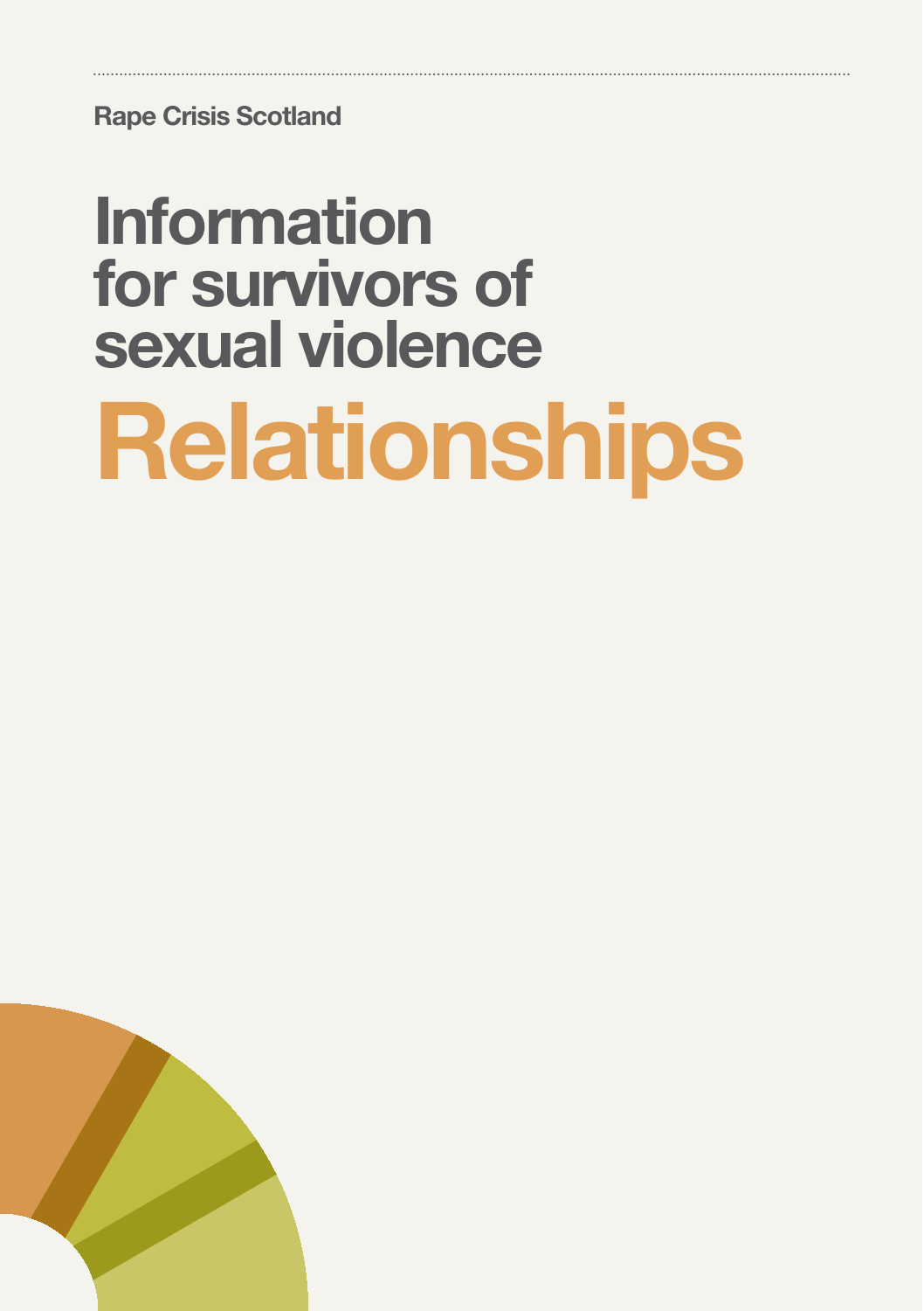Rape Crisis Scotland

# Information for survivors of sexual violence

# Relationships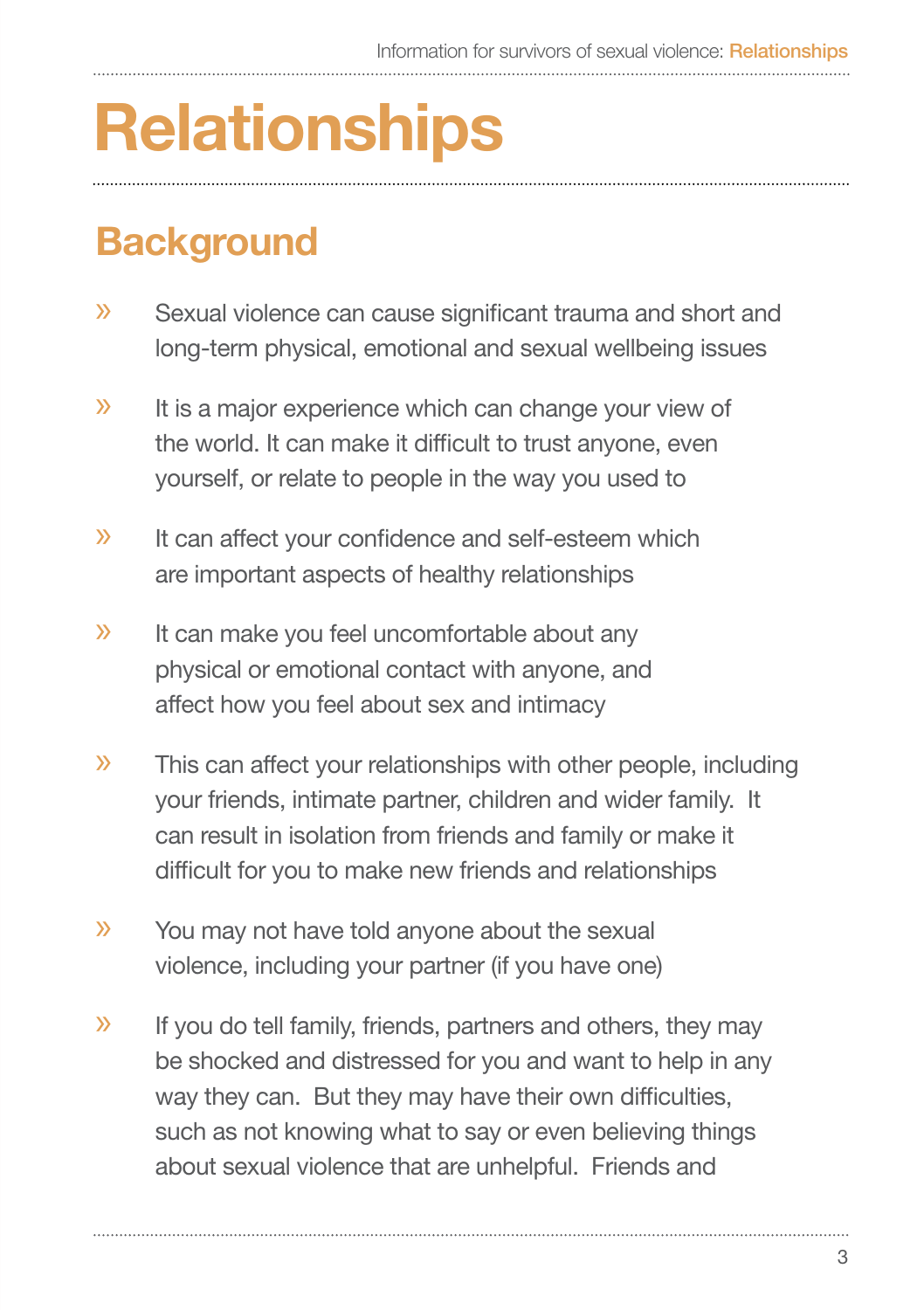# Relationships

## Background

- Sexual violence can cause significant trauma and short and long-term physical, emotional and sexual wellbeing issues
- It is a major experience which can change your view of the world. It can make it difficult to trust anyone, even yourself, or relate to people in the way you used to
- It can affect your confidence and self-esteem which are important aspects of healthy relationships
- It can make you feel uncomfortable about any physical or emotional contact with anyone, and affect how you feel about sex and intimacy
- This can affect your relationships with other people, including your friends, intimate partner, children and wider family. It can result in isolation from friends and family or make it difficult for you to make new friends and relationships
- You may not have told anyone about the sexual violence, including your partner (if you have one)
- If you do tell family, friends, partners and others, they may be shocked and distressed for you and want to help in any way they can. But they may have their own difficulties, such as not knowing what to say or even believing things about sexual violence that are unhelpful. Friends and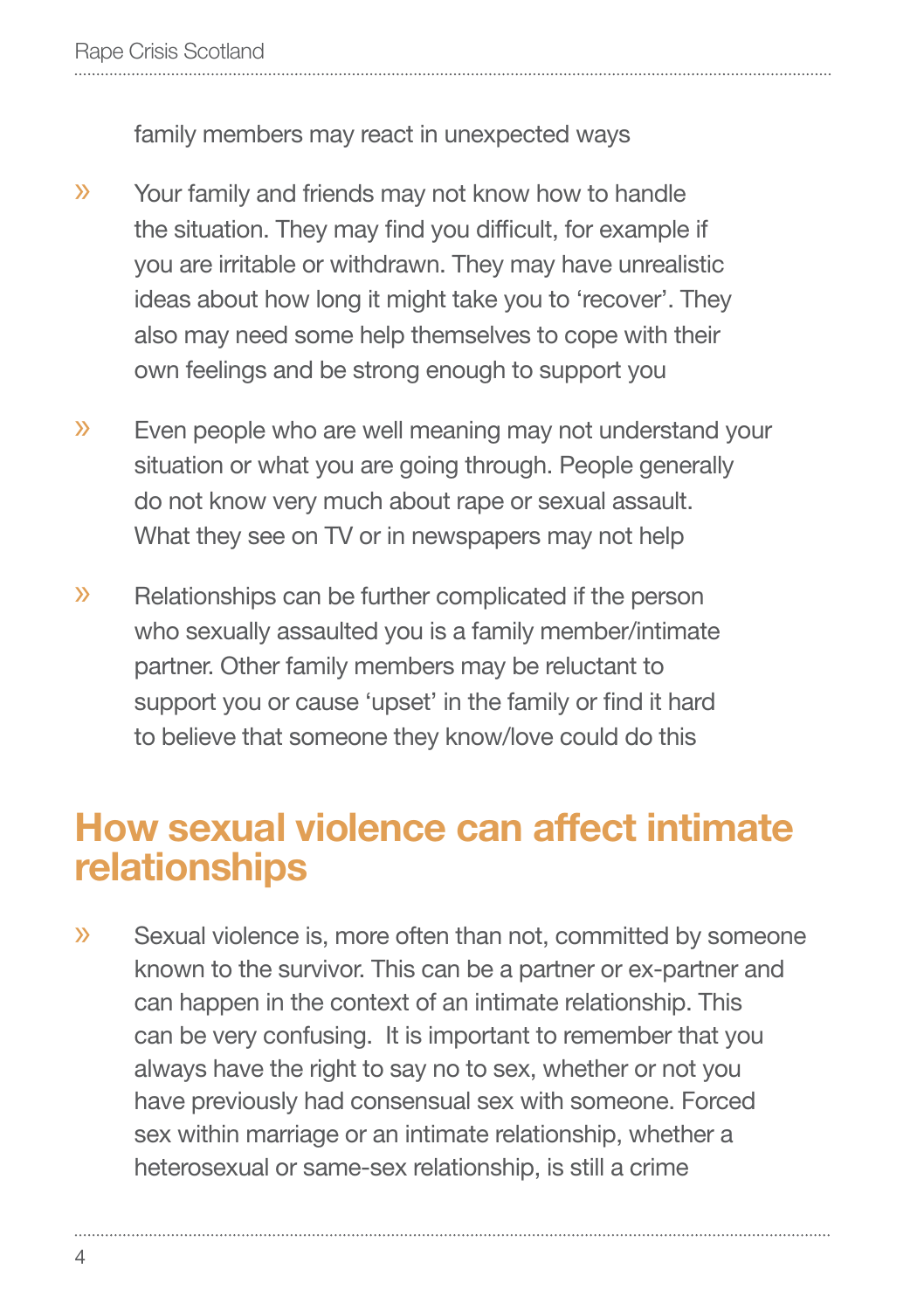family members may react in unexpected ways

- Your family and friends may not know how to handle the situation. They may find you difficult, for example if you are irritable or withdrawn. They may have unrealistic ideas about how long it might take you to 'recover'. They also may need some help themselves to cope with their own feelings and be strong enough to support you
- Even people who are well meaning may not understand your situation or what you are going through. People generally do not know very much about rape or sexual assault. What they see on TV or in newspapers may not help
- Relationships can be further complicated if the person who sexually assaulted you is a family member/intimate partner. Other family members may be reluctant to support you or cause 'upset' in the family or find it hard to believe that someone they know/love could do this

## How sexual violence can affect intimate relationships

- Sexual violence is, more often than not, committed by someone known to the survivor. This can be a partner or ex-partner and can happen in the context of an intimate relationship. This can be very confusing. It is important to remember that you always have the right to say no to sex, whether or not you have previously had consensual sex with someone. Forced sex within marriage or an intimate relationship, whether a heterosexual or same-sex relationship, is still a crime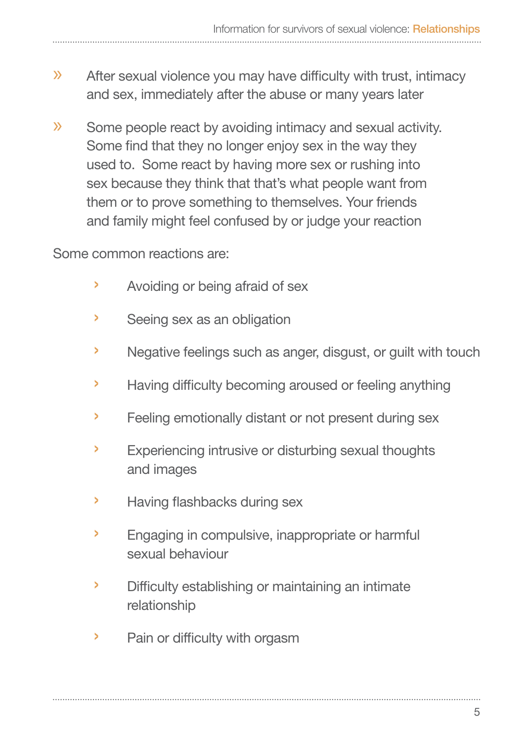- After sexual violence you may have difficulty with trust, intimacy and sex, immediately after the abuse or many years later

- Some people react by avoiding intimacy and sexual activity. Some find that they no longer enjoy sex in the way they used to. Some react by having more sex or rushing into sex because they think that that's what people want from them or to prove something to themselves. Your friends and family might feel confused by or judge your reaction

Some common reactions are:

- Avoiding or being afraid of sex
- Seeing sex as an obligation
- Negative feelings such as anger, disgust, or guilt with touch
- Having difficulty becoming aroused or feeling anything
- Feeling emotionally distant or not present during sex
- Experiencing intrusive or disturbing sexual thoughts and images
- Having flashbacks during sex
- Engaging in compulsive, inappropriate or harmful sexual behaviour
- Difficulty establishing or maintaining an intimate relationship
- Pain or difficulty with orgasm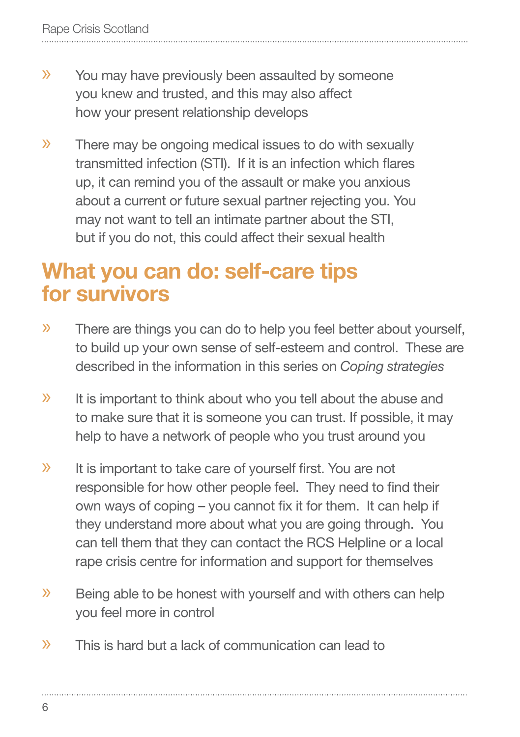- You may have previously been assaulted by someone you knew and trusted, and this may also affect how your present relationship develops

- There may be ongoing medical issues to do with sexually transmitted infection (STI). If it is an infection which flares up, it can remind you of the assault or make you anxious about a current or future sexual partner rejecting you. You may not want to tell an intimate partner about the STI, but if you do not, this could affect their sexual health

## What you can do: self-care tips for survivors

- There are things you can do to help you feel better about yourself, to build up your own sense of self-esteem and control. These are described in the information in this series on *Coping strategies*

- It is important to think about who you tell about the abuse and to make sure that it is someone you can trust. If possible, it may help to have a network of people who you trust around you

- It is important to take care of yourself first. You are not responsible for how other people feel. They need to find their own ways of coping – you cannot fix it for them. It can help if they understand more about what you are going through. You can tell them that they can contact the RCS Helpline or a local rape crisis centre for information and support for themselves

- Being able to be honest with yourself and with others can help you feel more in control

- This is hard but a lack of communication can lead to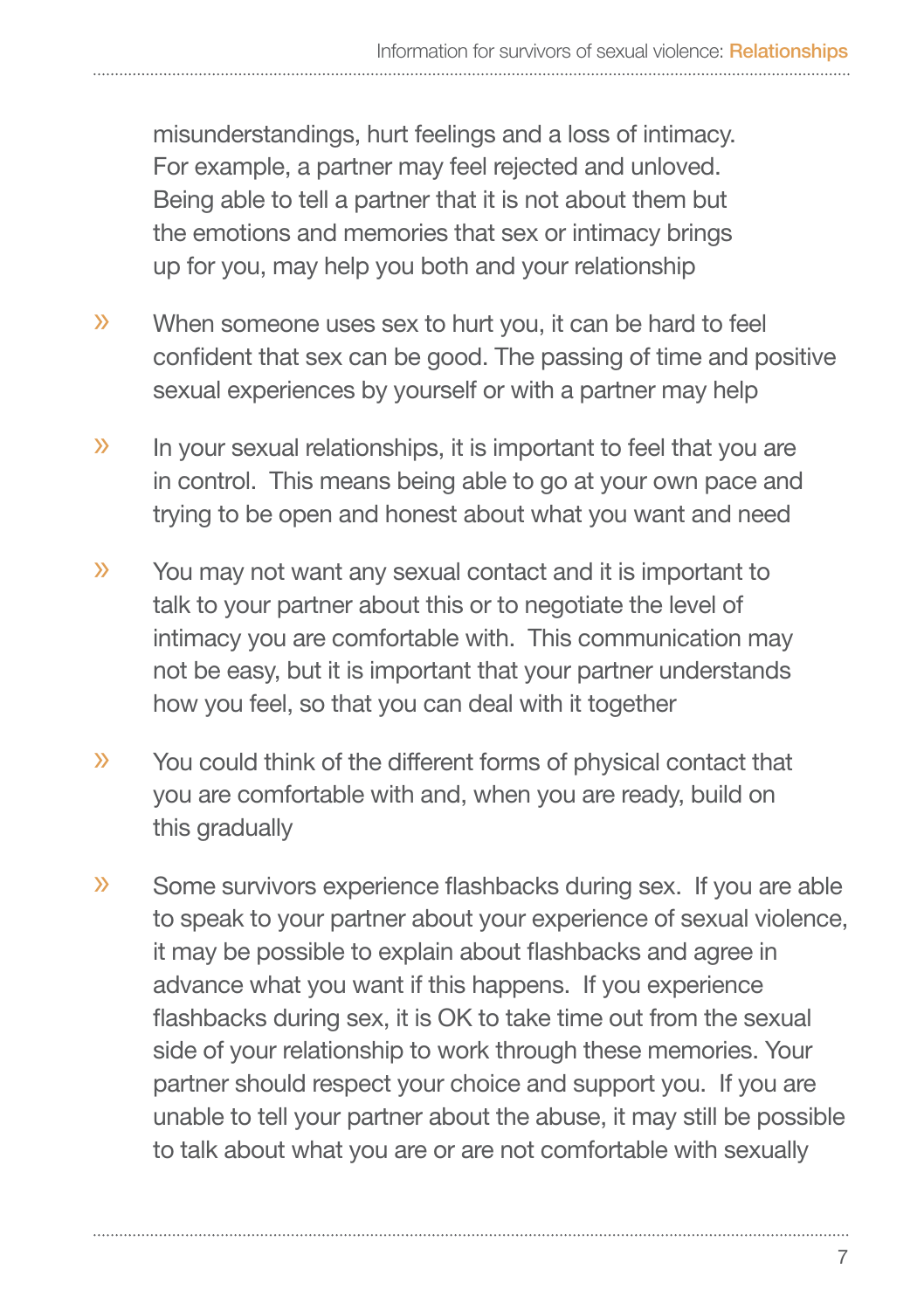misunderstandings, hurt feelings and a loss of intimacy. For example, a partner may feel rejected and unloved. Being able to tell a partner that it is not about them but the emotions and memories that sex or intimacy brings up for you, may help you both and your relationship

- When someone uses sex to hurt you, it can be hard to feel confident that sex can be good. The passing of time and positive sexual experiences by yourself or with a partner may help

- In your sexual relationships, it is important to feel that you are in control. This means being able to go at your own pace and trying to be open and honest about what you want and need

- You may not want any sexual contact and it is important to talk to your partner about this or to negotiate the level of intimacy you are comfortable with. This communication may not be easy, but it is important that your partner understands how you feel, so that you can deal with it together

- You could think of the different forms of physical contact that you are comfortable with and, when you are ready, build on this gradually

- Some survivors experience flashbacks during sex. If you are able to speak to your partner about your experience of sexual violence, it may be possible to explain about flashbacks and agree in advance what you want if this happens. If you experience flashbacks during sex, it is OK to take time out from the sexual side of your relationship to work through these memories. Your partner should respect your choice and support you. If you are unable to tell your partner about the abuse, it may still be possible to talk about what you are or are not comfortable with sexually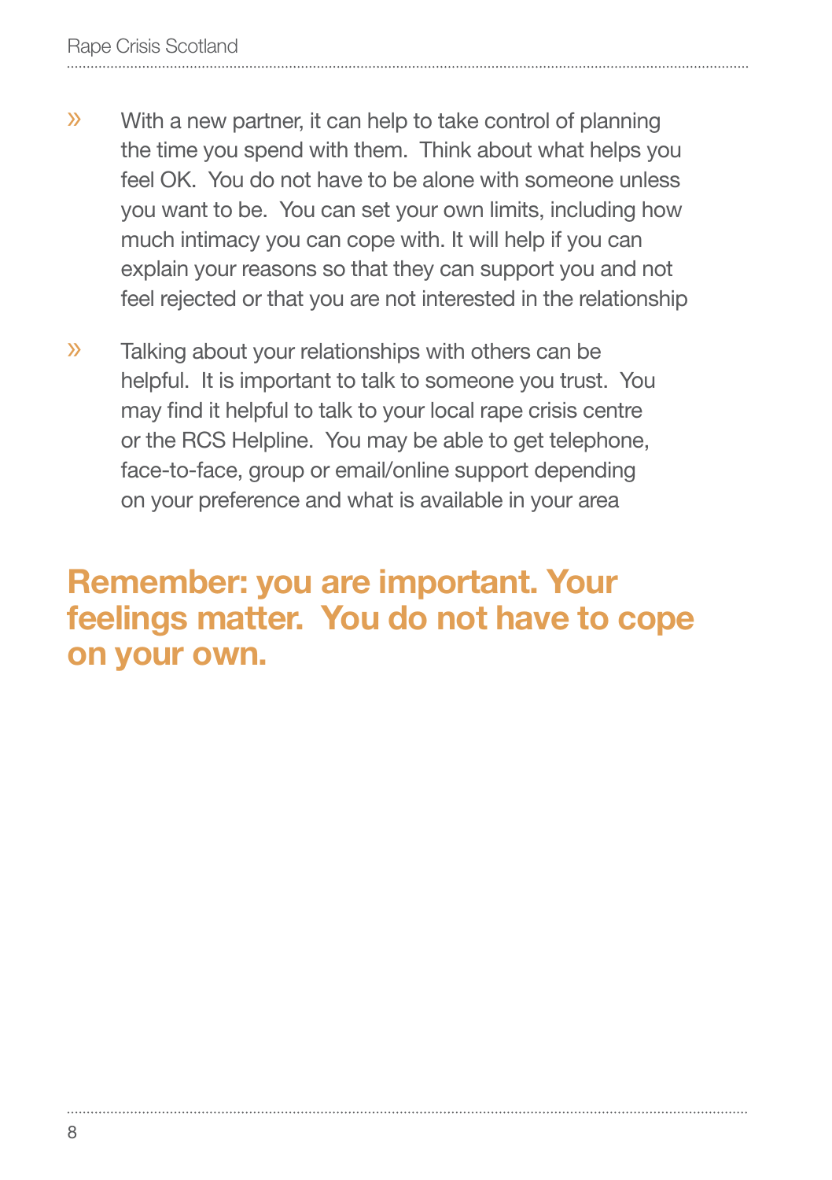- With a new partner, it can help to take control of planning the time you spend with them. Think about what helps you feel OK. You do not have to be alone with someone unless you want to be. You can set your own limits, including how much intimacy you can cope with. It will help if you can explain your reasons so that they can support you and not feel rejected or that you are not interested in the relationship

- Talking about your relationships with others can be helpful. It is important to talk to someone you trust. You may find it helpful to talk to your local rape crisis centre or the RCS Helpline. You may be able to get telephone, face-to-face, group or email/online support depending on your preference and what is available in your area

## Remember: you are important. Your feelings matter. You do not have to cope on your own.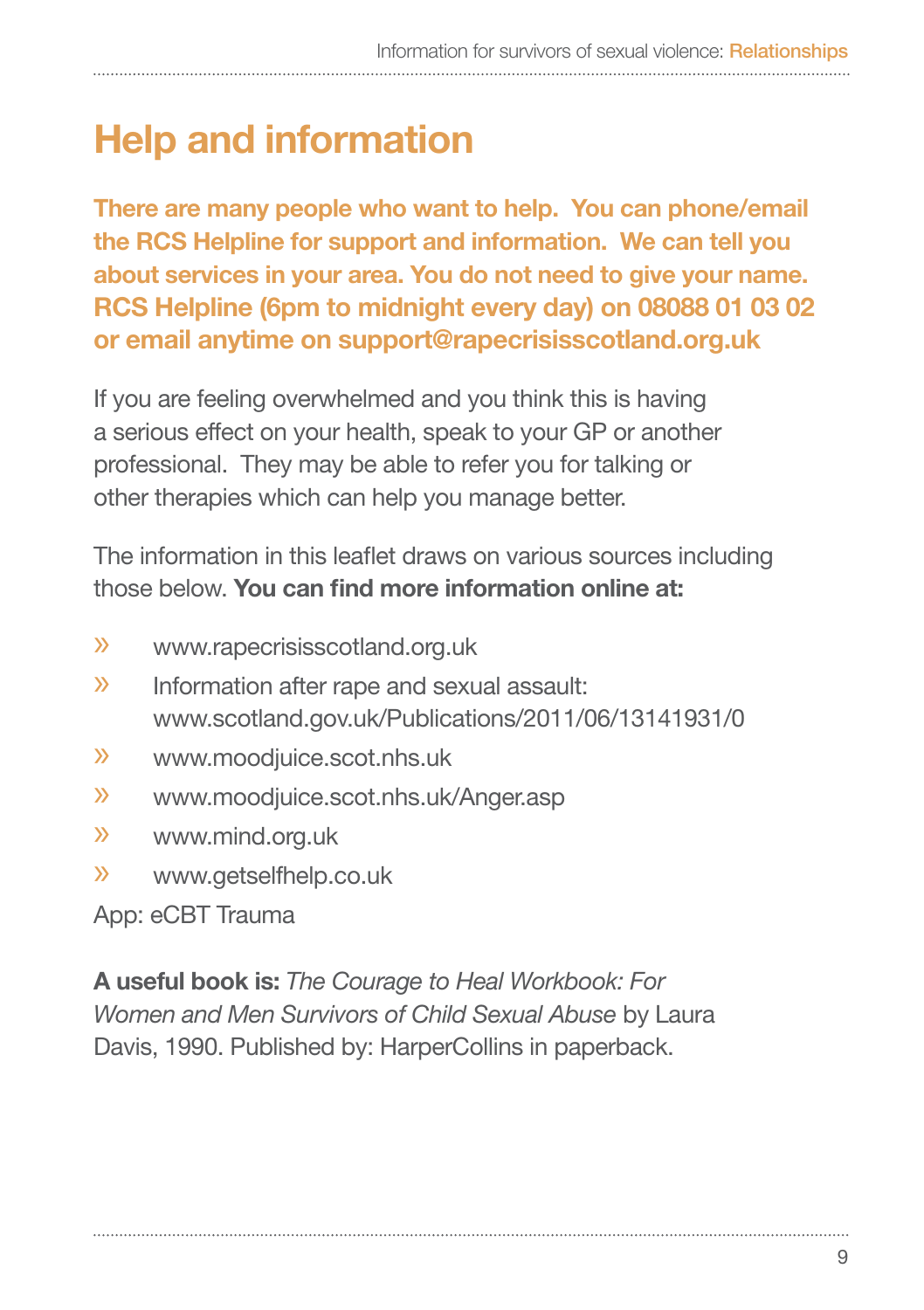# Help and information

**There are many people who want to help. You can phone/email the RCS Helpline for support and information. We can tell you about services in your area. You do not need to give your name. RCS Helpline (6pm to midnight every day) on 08088 01 03 02 or email anytime on support@rapecrisisscotland.org.uk**

If you are feeling overwhelmed and you think this is having a serious effect on your health, speak to your GP or another professional. They may be able to refer you for talking or other therapies which can help you manage better.

The information in this leaflet draws on various sources including those below. **You can find more information online at:**

- www.rapecrisisscotland.org.uk
- Information after rape and sexual assault: www.scotland.gov.uk/Publications/2011/06/13141931/0
- www.moodjuice.scot.nhs.uk
- www.moodjuice.scot.nhs.uk/Anger.asp
- www.mind.org.uk
- www.getselfhelp.co.uk

App: eCBT Trauma

**A useful book is:** *The Courage to Heal Workbook: For Women and Men Survivors of Child Sexual Abuse* by Laura Davis, 1990. Published by: HarperCollins in paperback.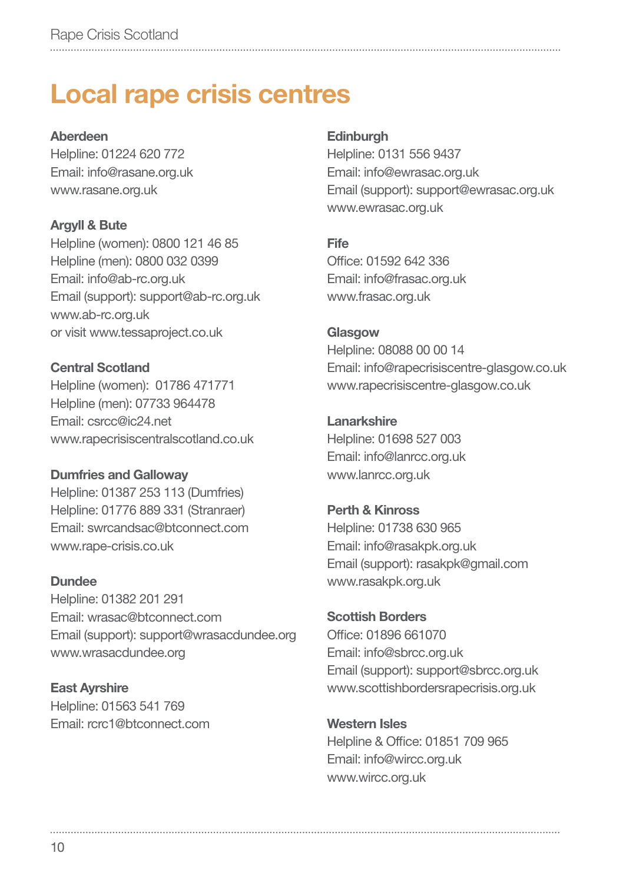# Local rape crisis centres

**Aberdeen**
Helpline: 01224 620 772
Email: info@rasane.org.uk
www.rasane.org.uk

**Argyll & Bute**
Helpline (women): 0800 121 46 85
Helpline (men): 0800 032 0399
Email: info@ab-rc.org.uk
Email (support): support@ab-rc.org.uk
www.ab-rc.org.uk
or visit www.tessaproject.co.uk

**Central Scotland**
Helpline (women): 01786 471771
Helpline (men): 07733 964478
Email: csrcc@ic24.net
www.rapecrisiscentralscotland.co.uk

**Dumfries and Galloway**
Helpline: 01387 253 113 (Dumfries)
Helpline: 01776 889 331 (Stranraer)
Email: swrcandsac@btconnect.com
www.rape-crisis.co.uk

**Dundee**
Helpline: 01382 201 291
Email: wrasac@btconnect.com
Email (support): support@wrasacdundee.org
www.wrasacdundee.org

**East Ayrshire**
Helpline: 01563 541 769
Email: rcrc1@btconnect.com

**Edinburgh**
Helpline: 0131 556 9437
Email: info@ewrasac.org.uk
Email (support): support@ewrasac.org.uk
www.ewrasac.org.uk

**Fife**
Office: 01592 642 336
Email: info@frasac.org.uk
www.frasac.org.uk

**Glasgow**
Helpline: 08088 00 00 14
Email: info@rapecrisiscentre-glasgow.co.uk
www.rapecrisiscentre-glasgow.co.uk

**Lanarkshire**
Helpline: 01698 527 003
Email: info@lanrcc.org.uk
www.lanrcc.org.uk

**Perth & Kinross**
Helpline: 01738 630 965
Email: info@rasakpk.org.uk
Email (support): rasakpk@gmail.com
www.rasakpk.org.uk

**Scottish Borders**
Office: 01896 661070
Email: info@sbrcc.org.uk
Email (support): support@sbrcc.org.uk
www.scottishbordersrapecrisis.org.uk

**Western Isles**
Helpline & Office: 01851 709 965
Email: info@wircc.org.uk
www.wircc.org.uk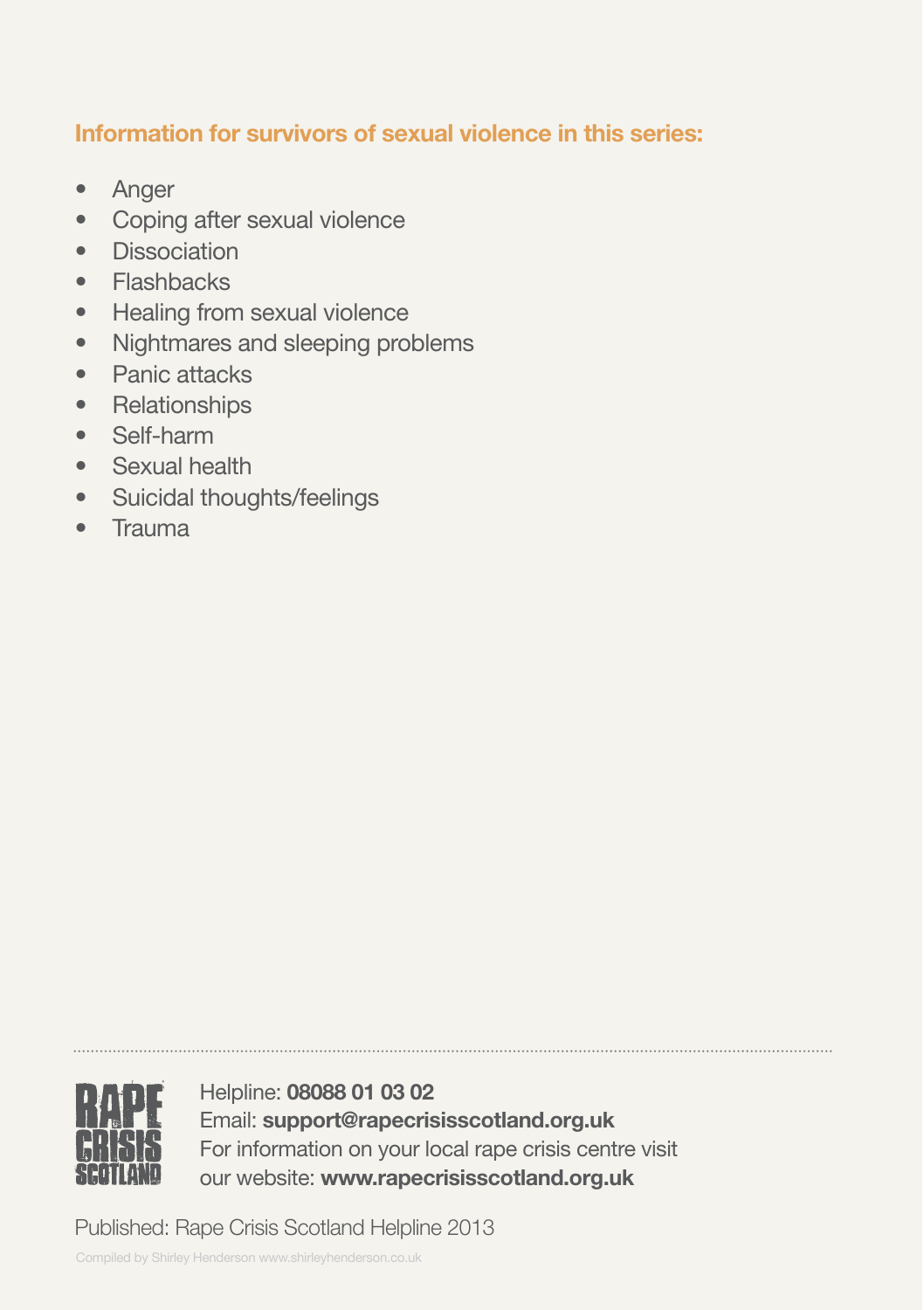## Information for survivors of sexual violence in this series:

- Anger
- Coping after sexual violence
- Dissociation
- Flashbacks
- Healing from sexual violence
- Nightmares and sleeping problems
- Panic attacks
- Relationships
- Self-harm
- Sexual health
- Suicidal thoughts/feelings
- Trauma

RAPE CRISIS SCOTLAND

Helpline: **08088 01 03 02**
Email: **support@rapecrisisscotland.org.uk**
For information on your local rape crisis centre visit our website: **www.rapecrisisscotland.org.uk**

Published: Rape Crisis Scotland Helpline 2013

Compiled by Shirley Henderson www.shirleyhenderson.co.uk